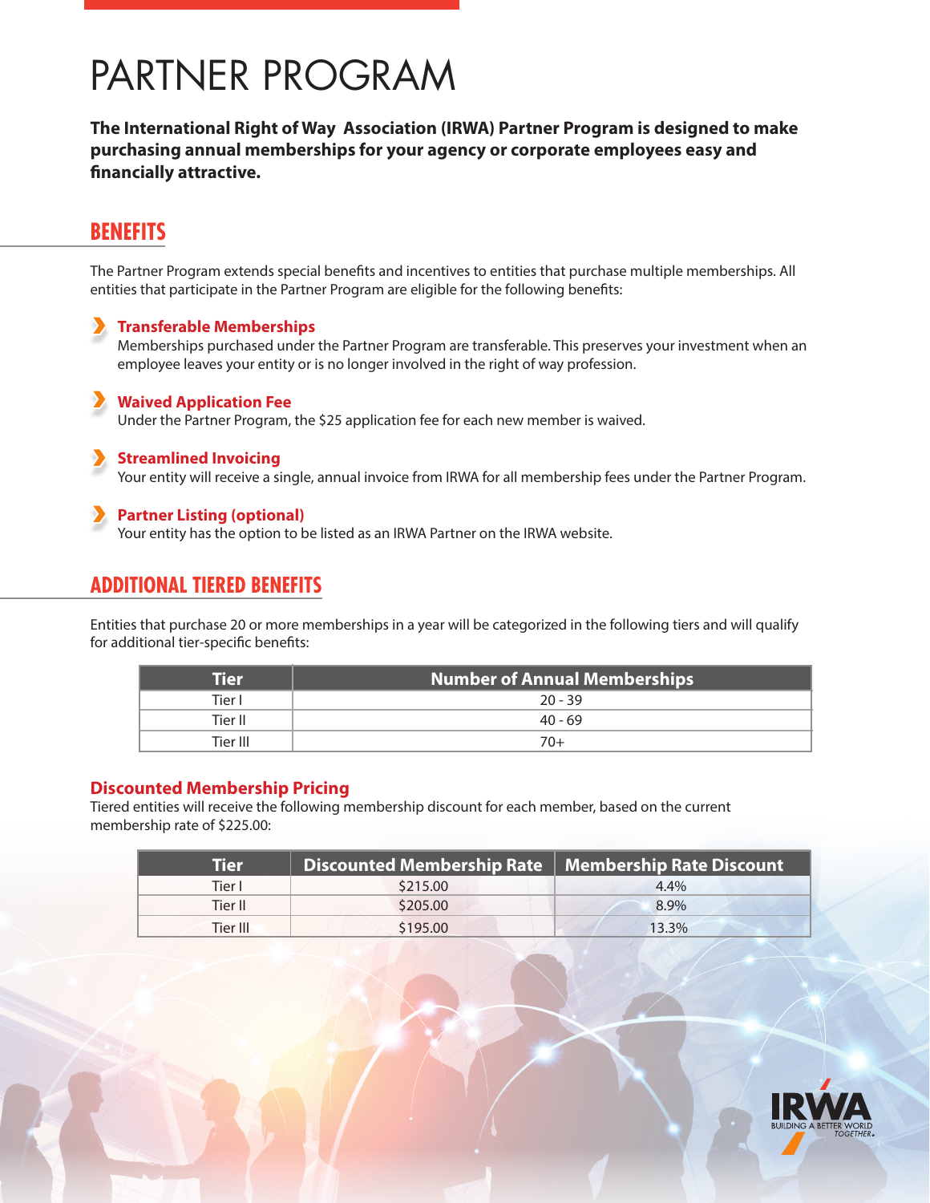# PARTNER PROGRAM

**The International Right of Way Association (IRWA) Partner Program is designed to make purchasing annual memberships for your agency or corporate employees easy and financially attractive.**

## BENEFITS

The Partner Program extends special benefits and incentives to entities that purchase multiple memberships. All entities that participate in the Partner Program are eligible for the following benefits:

- **Transferable Memberships**
  Memberships purchased under the Partner Program are transferable. This preserves your investment when an employee leaves your entity or is no longer involved in the right of way profession.

- **Waived Application Fee**
  Under the Partner Program, the $25 application fee for each new member is waived.

- **Streamlined Invoicing**
  Your entity will receive a single, annual invoice from IRWA for all membership fees under the Partner Program.

- **Partner Listing (optional)**
  Your entity has the option to be listed as an IRWA Partner on the IRWA website.

## ADDITIONAL TIERED BENEFITS

Entities that purchase 20 or more memberships in a year will be categorized in the following tiers and will qualify for additional tier-specific benefits:

| Tier | Number of Annual Memberships |
|---|---|
| Tier I | 20 - 39 |
| Tier II | 40 - 69 |
| Tier III | 70+ |

### Discounted Membership Pricing

Tiered entities will receive the following membership discount for each member, based on the current membership rate of $225.00:

| Tier | Discounted Membership Rate | Membership Rate Discount |
|---|---|---|
| Tier I | $215.00 | 4.4% |
| Tier II | $205.00 | 8.9% |
| Tier III | $195.00 | 13.3% |

IRWA
BUILDING A BETTER WORLD TOGETHER.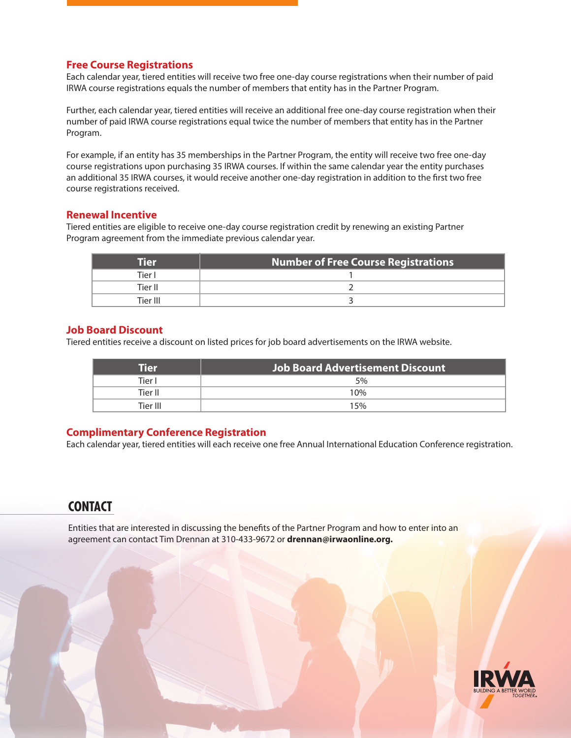## Free Course Registrations

Each calendar year, tiered entities will receive two free one-day course registrations when their number of paid IRWA course registrations equals the number of members that entity has in the Partner Program.

Further, each calendar year, tiered entities will receive an additional free one-day course registration when their number of paid IRWA course registrations equal twice the number of members that entity has in the Partner Program.

For example, if an entity has 35 memberships in the Partner Program, the entity will receive two free one-day course registrations upon purchasing 35 IRWA courses. If within the same calendar year the entity purchases an additional 35 IRWA courses, it would receive another one-day registration in addition to the first two free course registrations received.

## Renewal Incentive

Tiered entities are eligible to receive one-day course registration credit by renewing an existing Partner Program agreement from the immediate previous calendar year.

| Tier | Number of Free Course Registrations |
|---|---|
| Tier I | 1 |
| Tier II | 2 |
| Tier III | 3 |

## Job Board Discount

Tiered entities receive a discount on listed prices for job board advertisements on the IRWA website.

| Tier | Job Board Advertisement Discount |
|---|---|
| Tier I | 5% |
| Tier II | 10% |
| Tier III | 15% |

## Complimentary Conference Registration

Each calendar year, tiered entities will each receive one free Annual International Education Conference registration.

## CONTACT

Entities that are interested in discussing the benefits of the Partner Program and how to enter into an agreement can contact Tim Drennan at 310-433-9672 or **drennan@irwaonline.org.**

IRWA
BUILDING A BETTER WORLD TOGETHER.